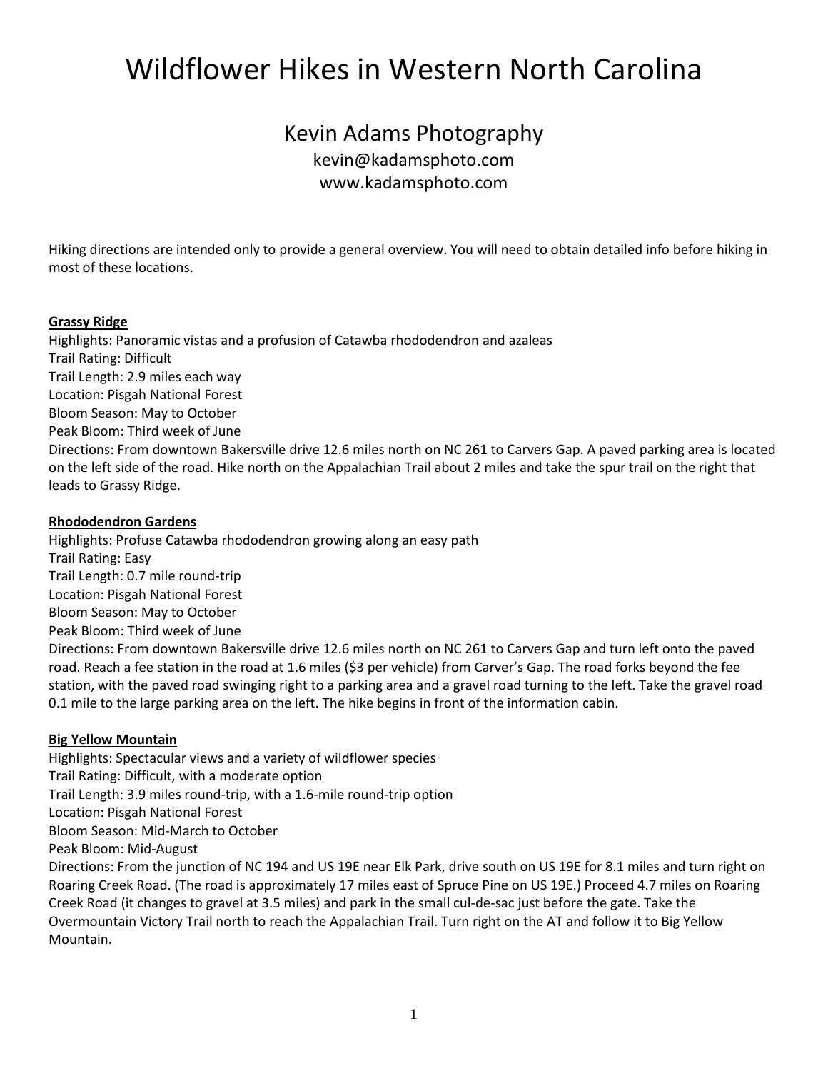# Wildflower Hikes in Western North Carolina

## Kevin Adams Photography

kevin@kadamsphoto.com
www.kadamsphoto.com

Hiking directions are intended only to provide a general overview. You will need to obtain detailed info before hiking in most of these locations.

**Grassy Ridge**

Highlights: Panoramic vistas and a profusion of Catawba rhododendron and azaleas
Trail Rating: Difficult
Trail Length: 2.9 miles each way
Location: Pisgah National Forest
Bloom Season: May to October
Peak Bloom: Third week of June
Directions: From downtown Bakersville drive 12.6 miles north on NC 261 to Carvers Gap. A paved parking area is located on the left side of the road. Hike north on the Appalachian Trail about 2 miles and take the spur trail on the right that leads to Grassy Ridge.

**Rhododendron Gardens**

Highlights: Profuse Catawba rhododendron growing along an easy path
Trail Rating: Easy
Trail Length: 0.7 mile round-trip
Location: Pisgah National Forest
Bloom Season: May to October
Peak Bloom: Third week of June
Directions: From downtown Bakersville drive 12.6 miles north on NC 261 to Carvers Gap and turn left onto the paved road. Reach a fee station in the road at 1.6 miles ($3 per vehicle) from Carver's Gap. The road forks beyond the fee station, with the paved road swinging right to a parking area and a gravel road turning to the left. Take the gravel road 0.1 mile to the large parking area on the left. The hike begins in front of the information cabin.

**Big Yellow Mountain**

Highlights: Spectacular views and a variety of wildflower species
Trail Rating: Difficult, with a moderate option
Trail Length: 3.9 miles round-trip, with a 1.6-mile round-trip option
Location: Pisgah National Forest
Bloom Season: Mid-March to October
Peak Bloom: Mid-August
Directions: From the junction of NC 194 and US 19E near Elk Park, drive south on US 19E for 8.1 miles and turn right on Roaring Creek Road. (The road is approximately 17 miles east of Spruce Pine on US 19E.) Proceed 4.7 miles on Roaring Creek Road (it changes to gravel at 3.5 miles) and park in the small cul-de-sac just before the gate. Take the Overmountain Victory Trail north to reach the Appalachian Trail. Turn right on the AT and follow it to Big Yellow Mountain.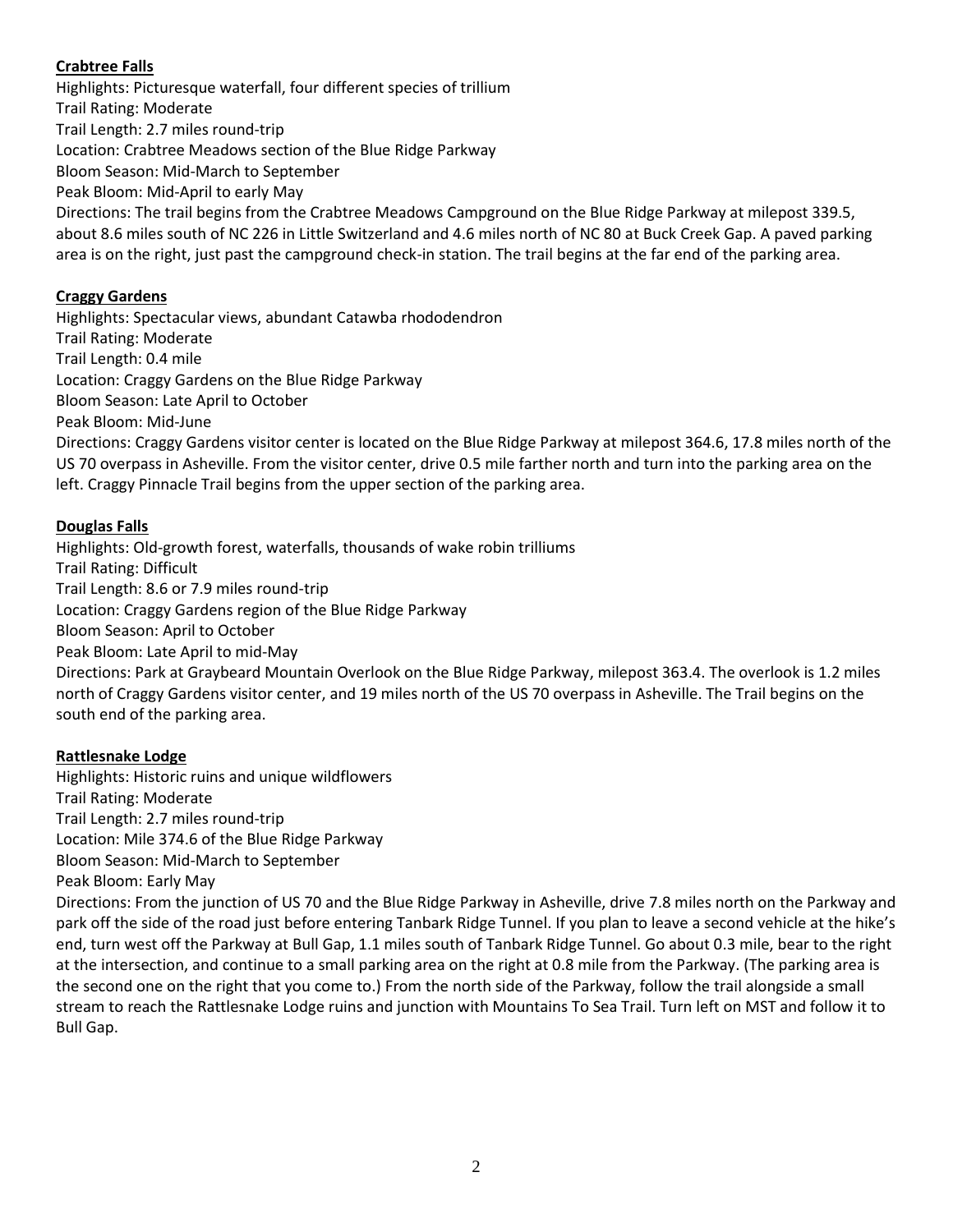**Crabtree Falls**

Highlights: Picturesque waterfall, four different species of trillium
Trail Rating: Moderate
Trail Length: 2.7 miles round-trip
Location: Crabtree Meadows section of the Blue Ridge Parkway
Bloom Season: Mid-March to September
Peak Bloom: Mid-April to early May
Directions: The trail begins from the Crabtree Meadows Campground on the Blue Ridge Parkway at milepost 339.5, about 8.6 miles south of NC 226 in Little Switzerland and 4.6 miles north of NC 80 at Buck Creek Gap. A paved parking area is on the right, just past the campground check-in station. The trail begins at the far end of the parking area.

**Craggy Gardens**

Highlights: Spectacular views, abundant Catawba rhododendron
Trail Rating: Moderate
Trail Length: 0.4 mile
Location: Craggy Gardens on the Blue Ridge Parkway
Bloom Season: Late April to October
Peak Bloom: Mid-June
Directions: Craggy Gardens visitor center is located on the Blue Ridge Parkway at milepost 364.6, 17.8 miles north of the US 70 overpass in Asheville. From the visitor center, drive 0.5 mile farther north and turn into the parking area on the left. Craggy Pinnacle Trail begins from the upper section of the parking area.

**Douglas Falls**

Highlights: Old-growth forest, waterfalls, thousands of wake robin trilliums
Trail Rating: Difficult
Trail Length: 8.6 or 7.9 miles round-trip
Location: Craggy Gardens region of the Blue Ridge Parkway
Bloom Season: April to October
Peak Bloom: Late April to mid-May
Directions: Park at Graybeard Mountain Overlook on the Blue Ridge Parkway, milepost 363.4. The overlook is 1.2 miles north of Craggy Gardens visitor center, and 19 miles north of the US 70 overpass in Asheville. The Trail begins on the south end of the parking area.

**Rattlesnake Lodge**

Highlights: Historic ruins and unique wildflowers
Trail Rating: Moderate
Trail Length: 2.7 miles round-trip
Location: Mile 374.6 of the Blue Ridge Parkway
Bloom Season: Mid-March to September
Peak Bloom: Early May
Directions: From the junction of US 70 and the Blue Ridge Parkway in Asheville, drive 7.8 miles north on the Parkway and park off the side of the road just before entering Tanbark Ridge Tunnel. If you plan to leave a second vehicle at the hike's end, turn west off the Parkway at Bull Gap, 1.1 miles south of Tanbark Ridge Tunnel. Go about 0.3 mile, bear to the right at the intersection, and continue to a small parking area on the right at 0.8 mile from the Parkway. (The parking area is the second one on the right that you come to.) From the north side of the Parkway, follow the trail alongside a small stream to reach the Rattlesnake Lodge ruins and junction with Mountains To Sea Trail. Turn left on MST and follow it to Bull Gap.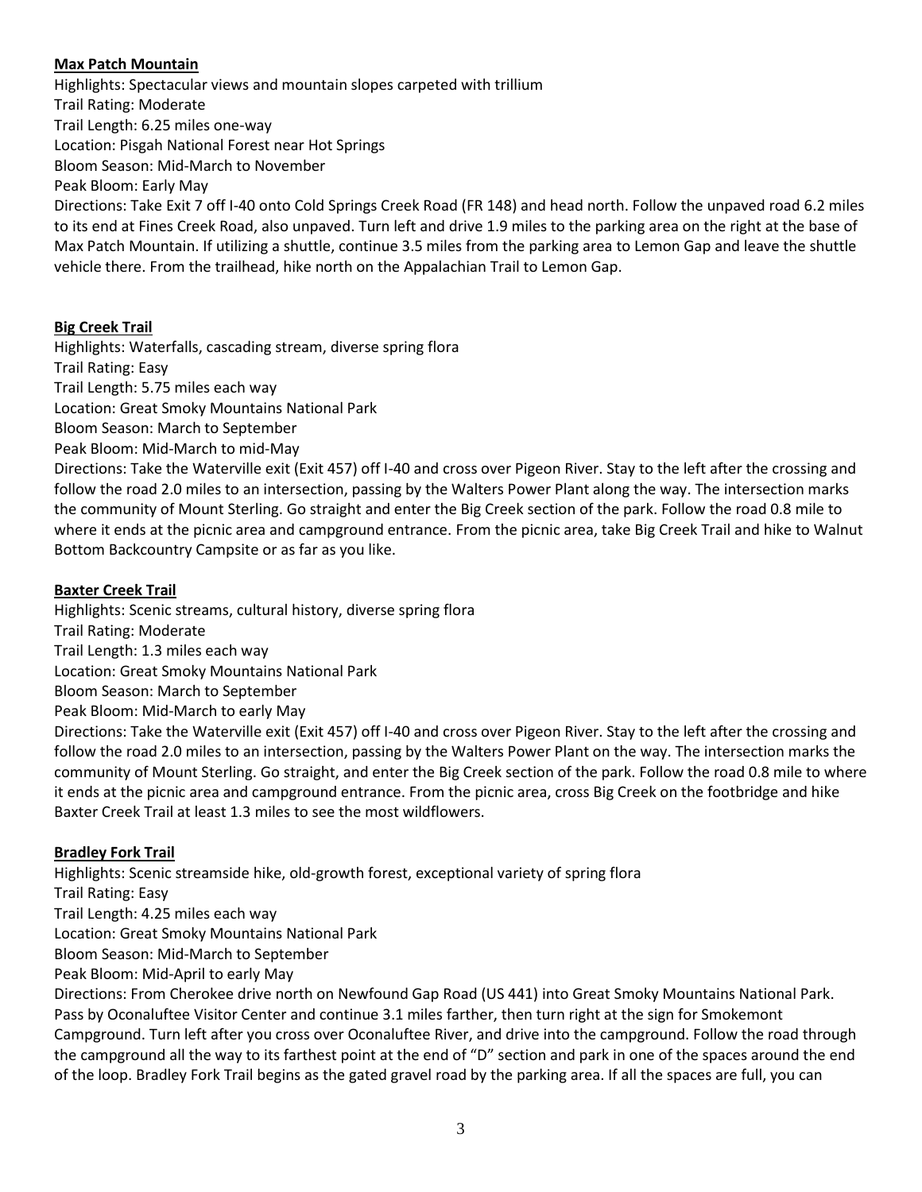**Max Patch Mountain**

Highlights: Spectacular views and mountain slopes carpeted with trillium
Trail Rating: Moderate
Trail Length: 6.25 miles one-way
Location: Pisgah National Forest near Hot Springs
Bloom Season: Mid-March to November
Peak Bloom: Early May
Directions: Take Exit 7 off I-40 onto Cold Springs Creek Road (FR 148) and head north. Follow the unpaved road 6.2 miles to its end at Fines Creek Road, also unpaved. Turn left and drive 1.9 miles to the parking area on the right at the base of Max Patch Mountain. If utilizing a shuttle, continue 3.5 miles from the parking area to Lemon Gap and leave the shuttle vehicle there. From the trailhead, hike north on the Appalachian Trail to Lemon Gap.

**Big Creek Trail**

Highlights: Waterfalls, cascading stream, diverse spring flora
Trail Rating: Easy
Trail Length: 5.75 miles each way
Location: Great Smoky Mountains National Park
Bloom Season: March to September
Peak Bloom: Mid-March to mid-May
Directions: Take the Waterville exit (Exit 457) off I-40 and cross over Pigeon River. Stay to the left after the crossing and follow the road 2.0 miles to an intersection, passing by the Walters Power Plant along the way. The intersection marks the community of Mount Sterling. Go straight and enter the Big Creek section of the park. Follow the road 0.8 mile to where it ends at the picnic area and campground entrance. From the picnic area, take Big Creek Trail and hike to Walnut Bottom Backcountry Campsite or as far as you like.

**Baxter Creek Trail**

Highlights: Scenic streams, cultural history, diverse spring flora
Trail Rating: Moderate
Trail Length: 1.3 miles each way
Location: Great Smoky Mountains National Park
Bloom Season: March to September
Peak Bloom: Mid-March to early May
Directions: Take the Waterville exit (Exit 457) off I-40 and cross over Pigeon River. Stay to the left after the crossing and follow the road 2.0 miles to an intersection, passing by the Walters Power Plant on the way. The intersection marks the community of Mount Sterling. Go straight, and enter the Big Creek section of the park. Follow the road 0.8 mile to where it ends at the picnic area and campground entrance. From the picnic area, cross Big Creek on the footbridge and hike Baxter Creek Trail at least 1.3 miles to see the most wildflowers.

**Bradley Fork Trail**

Highlights: Scenic streamside hike, old-growth forest, exceptional variety of spring flora
Trail Rating: Easy
Trail Length: 4.25 miles each way
Location: Great Smoky Mountains National Park
Bloom Season: Mid-March to September
Peak Bloom: Mid-April to early May
Directions: From Cherokee drive north on Newfound Gap Road (US 441) into Great Smoky Mountains National Park. Pass by Oconaluftee Visitor Center and continue 3.1 miles farther, then turn right at the sign for Smokemont Campground. Turn left after you cross over Oconaluftee River, and drive into the campground. Follow the road through the campground all the way to its farthest point at the end of "D" section and park in one of the spaces around the end of the loop. Bradley Fork Trail begins as the gated gravel road by the parking area. If all the spaces are full, you can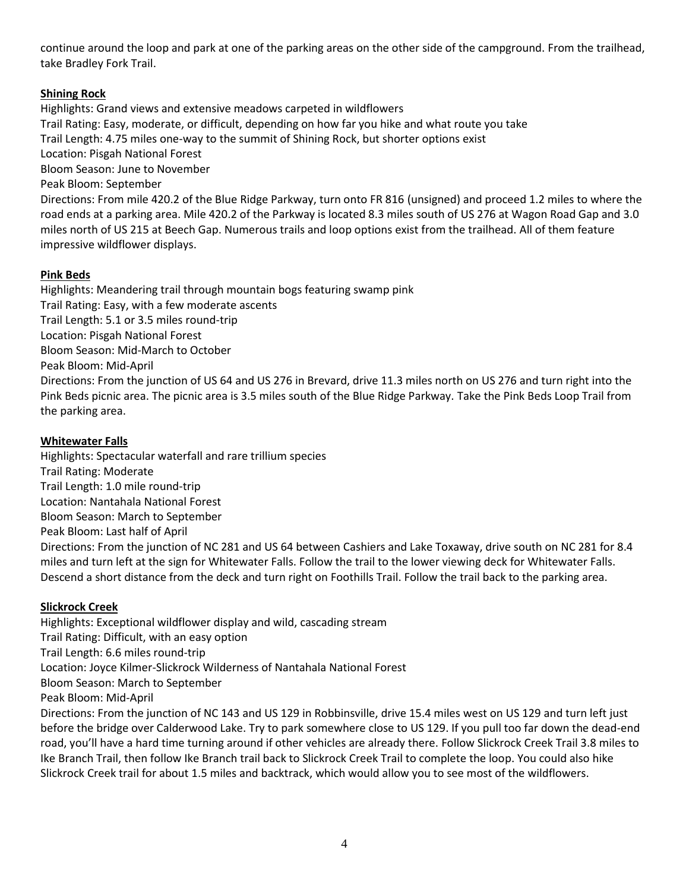continue around the loop and park at one of the parking areas on the other side of the campground. From the trailhead, take Bradley Fork Trail.

### Shining Rock

Highlights: Grand views and extensive meadows carpeted in wildflowers
Trail Rating: Easy, moderate, or difficult, depending on how far you hike and what route you take
Trail Length: 4.75 miles one-way to the summit of Shining Rock, but shorter options exist
Location: Pisgah National Forest
Bloom Season: June to November
Peak Bloom: September
Directions: From mile 420.2 of the Blue Ridge Parkway, turn onto FR 816 (unsigned) and proceed 1.2 miles to where the road ends at a parking area. Mile 420.2 of the Parkway is located 8.3 miles south of US 276 at Wagon Road Gap and 3.0 miles north of US 215 at Beech Gap. Numerous trails and loop options exist from the trailhead. All of them feature impressive wildflower displays.

### Pink Beds

Highlights: Meandering trail through mountain bogs featuring swamp pink
Trail Rating: Easy, with a few moderate ascents
Trail Length: 5.1 or 3.5 miles round-trip
Location: Pisgah National Forest
Bloom Season: Mid-March to October
Peak Bloom: Mid-April
Directions: From the junction of US 64 and US 276 in Brevard, drive 11.3 miles north on US 276 and turn right into the Pink Beds picnic area. The picnic area is 3.5 miles south of the Blue Ridge Parkway. Take the Pink Beds Loop Trail from the parking area.

### Whitewater Falls

Highlights: Spectacular waterfall and rare trillium species
Trail Rating: Moderate
Trail Length: 1.0 mile round-trip
Location: Nantahala National Forest
Bloom Season: March to September
Peak Bloom: Last half of April
Directions: From the junction of NC 281 and US 64 between Cashiers and Lake Toxaway, drive south on NC 281 for 8.4 miles and turn left at the sign for Whitewater Falls. Follow the trail to the lower viewing deck for Whitewater Falls. Descend a short distance from the deck and turn right on Foothills Trail. Follow the trail back to the parking area.

### Slickrock Creek

Highlights: Exceptional wildflower display and wild, cascading stream
Trail Rating: Difficult, with an easy option
Trail Length: 6.6 miles round-trip
Location: Joyce Kilmer-Slickrock Wilderness of Nantahala National Forest
Bloom Season: March to September
Peak Bloom: Mid-April
Directions: From the junction of NC 143 and US 129 in Robbinsville, drive 15.4 miles west on US 129 and turn left just before the bridge over Calderwood Lake. Try to park somewhere close to US 129. If you pull too far down the dead-end road, you'll have a hard time turning around if other vehicles are already there. Follow Slickrock Creek Trail 3.8 miles to Ike Branch Trail, then follow Ike Branch trail back to Slickrock Creek Trail to complete the loop. You could also hike Slickrock Creek trail for about 1.5 miles and backtrack, which would allow you to see most of the wildflowers.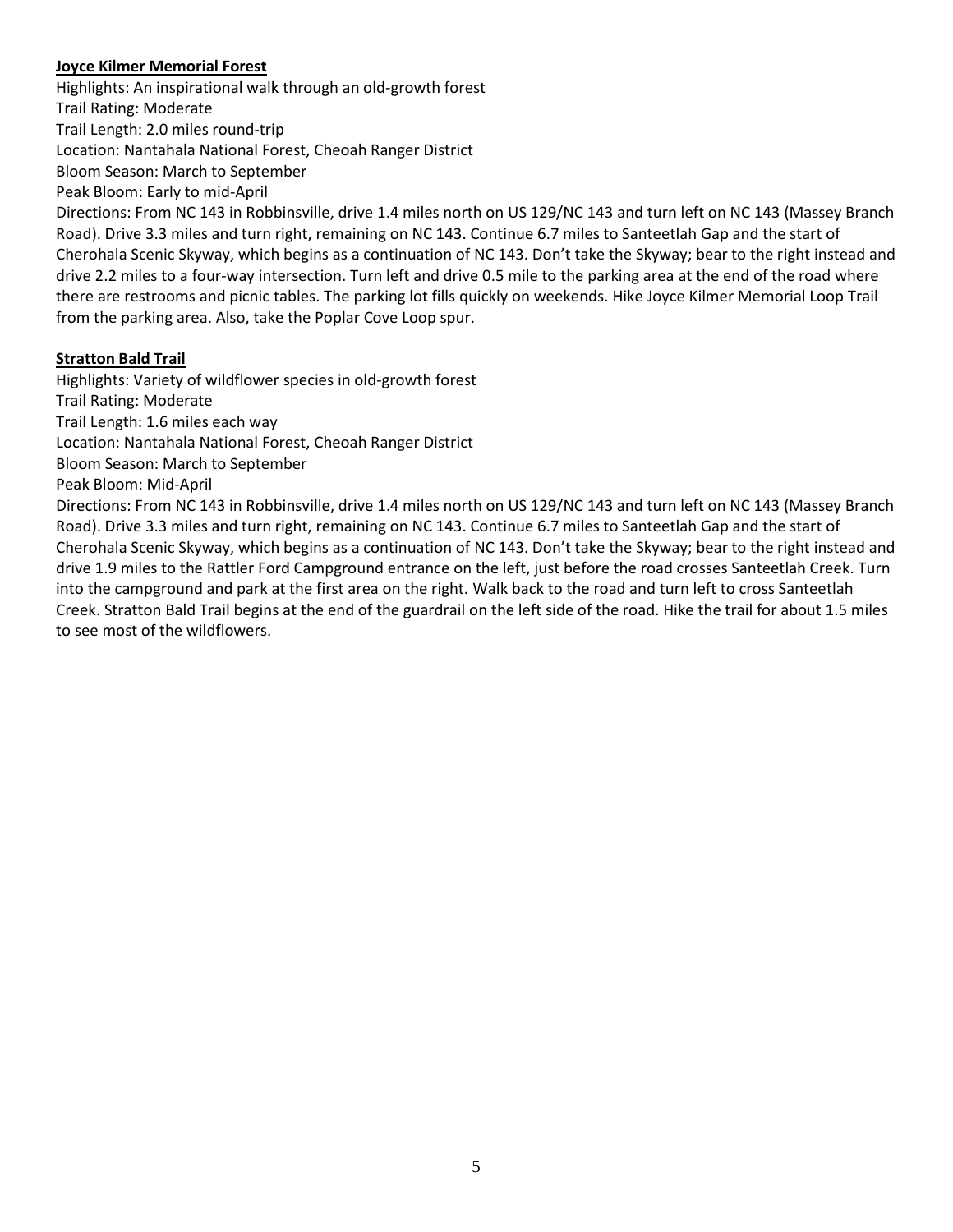**Joyce Kilmer Memorial Forest**

Highlights: An inspirational walk through an old-growth forest
Trail Rating: Moderate
Trail Length: 2.0 miles round-trip
Location: Nantahala National Forest, Cheoah Ranger District
Bloom Season: March to September
Peak Bloom: Early to mid-April
Directions: From NC 143 in Robbinsville, drive 1.4 miles north on US 129/NC 143 and turn left on NC 143 (Massey Branch Road). Drive 3.3 miles and turn right, remaining on NC 143. Continue 6.7 miles to Santeetlah Gap and the start of Cherohala Scenic Skyway, which begins as a continuation of NC 143. Don't take the Skyway; bear to the right instead and drive 2.2 miles to a four-way intersection. Turn left and drive 0.5 mile to the parking area at the end of the road where there are restrooms and picnic tables. The parking lot fills quickly on weekends. Hike Joyce Kilmer Memorial Loop Trail from the parking area. Also, take the Poplar Cove Loop spur.

**Stratton Bald Trail**

Highlights: Variety of wildflower species in old-growth forest
Trail Rating: Moderate
Trail Length: 1.6 miles each way
Location: Nantahala National Forest, Cheoah Ranger District
Bloom Season: March to September
Peak Bloom: Mid-April
Directions: From NC 143 in Robbinsville, drive 1.4 miles north on US 129/NC 143 and turn left on NC 143 (Massey Branch Road). Drive 3.3 miles and turn right, remaining on NC 143. Continue 6.7 miles to Santeetlah Gap and the start of Cherohala Scenic Skyway, which begins as a continuation of NC 143. Don't take the Skyway; bear to the right instead and drive 1.9 miles to the Rattler Ford Campground entrance on the left, just before the road crosses Santeetlah Creek. Turn into the campground and park at the first area on the right. Walk back to the road and turn left to cross Santeetlah Creek. Stratton Bald Trail begins at the end of the guardrail on the left side of the road. Hike the trail for about 1.5 miles to see most of the wildflowers.